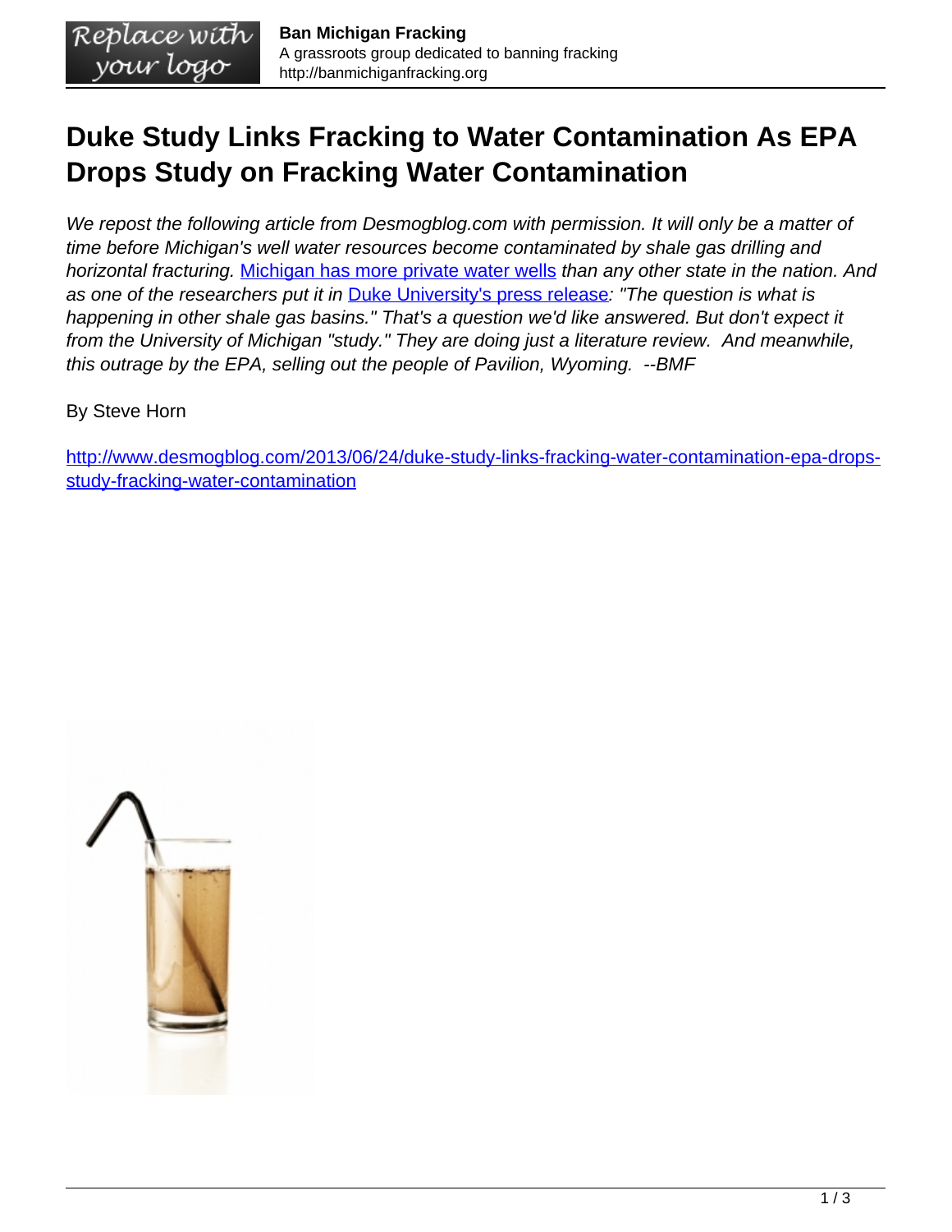# Duke Study Links Fracking to Water Contamination As EPA Drops Study on Fracking Water Contamination

*We repost the following article from Desmogblog.com with permission. It will only be a matter of time before Michigan's well water resources become contaminated by shale gas drilling and horizontal fracturing. [Michigan has more private water wells]() than any other state in the nation. And as one of the researchers put it in [Duke University's press release](): "The question is what is happening in other shale gas basins." That's a question we'd like answered. But don't expect it from the University of Michigan "study." They are doing just a literature review. And meanwhile, this outrage by the EPA, selling out the people of Pavilion, Wyoming. --BMF*

By Steve Horn

[http://www.desmogblog.com/2013/06/24/duke-study-links-fracking-water-contamination-epa-drops-study-fracking-water-contamination](http://www.desmogblog.com/2013/06/24/duke-study-links-fracking-water-contamination-epa-drops-study-fracking-water-contamination)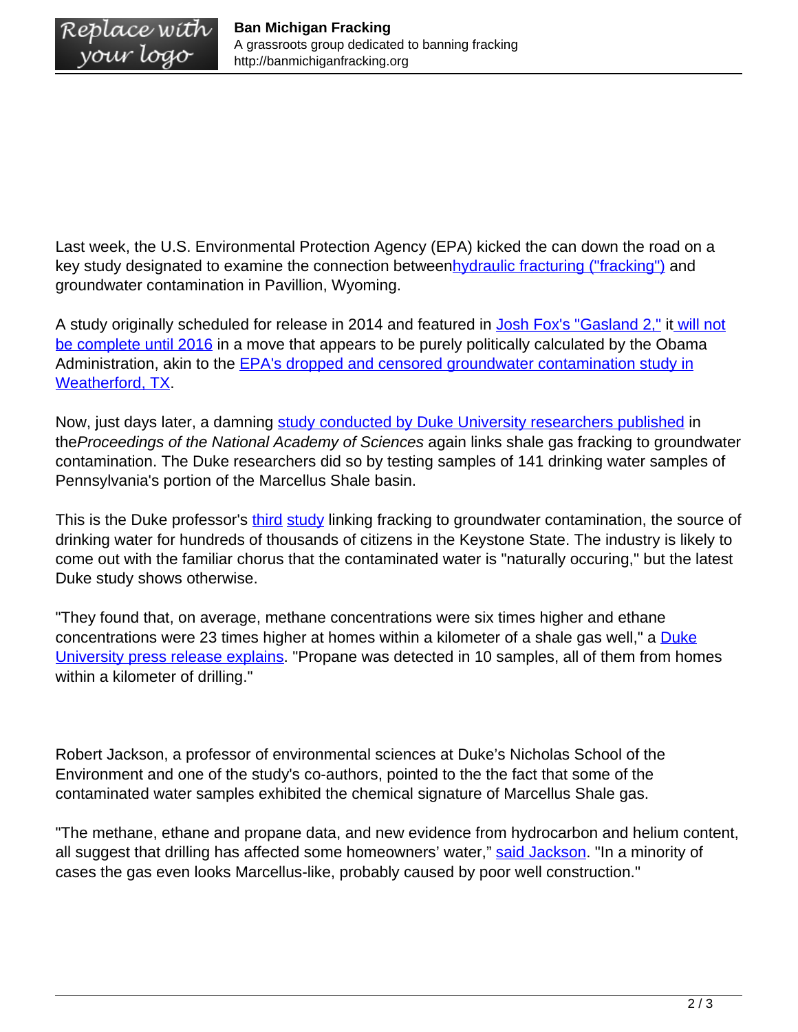Last week, the U.S. Environmental Protection Agency (EPA) kicked the can down the road on a key study designated to examine the connection betweenhydraulic fracturing ("fracking") and groundwater contamination in Pavillion, Wyoming.

A study originally scheduled for release in 2014 and featured in Josh Fox's "Gasland 2," it will not be complete until 2016 in a move that appears to be purely politically calculated by the Obama Administration, akin to the EPA's dropped and censored groundwater contamination study in Weatherford, TX.

Now, just days later, a damning study conducted by Duke University researchers published in the*Proceedings of the National Academy of Sciences* again links shale gas fracking to groundwater contamination. The Duke researchers did so by testing samples of 141 drinking water samples of Pennsylvania's portion of the Marcellus Shale basin.

This is the Duke professor's third study linking fracking to groundwater contamination, the source of drinking water for hundreds of thousands of citizens in the Keystone State. The industry is likely to come out with the familiar chorus that the contaminated water is "naturally occuring," but the latest Duke study shows otherwise.

"They found that, on average, methane concentrations were six times higher and ethane concentrations were 23 times higher at homes within a kilometer of a shale gas well," a Duke University press release explains. "Propane was detected in 10 samples, all of them from homes within a kilometer of drilling."

Robert Jackson, a professor of environmental sciences at Duke's Nicholas School of the Environment and one of the study's co-authors, pointed to the the fact that some of the contaminated water samples exhibited the chemical signature of Marcellus Shale gas.

"The methane, ethane and propane data, and new evidence from hydrocarbon and helium content, all suggest that drilling has affected some homeowners' water," said Jackson. "In a minority of cases the gas even looks Marcellus-like, probably caused by poor well construction."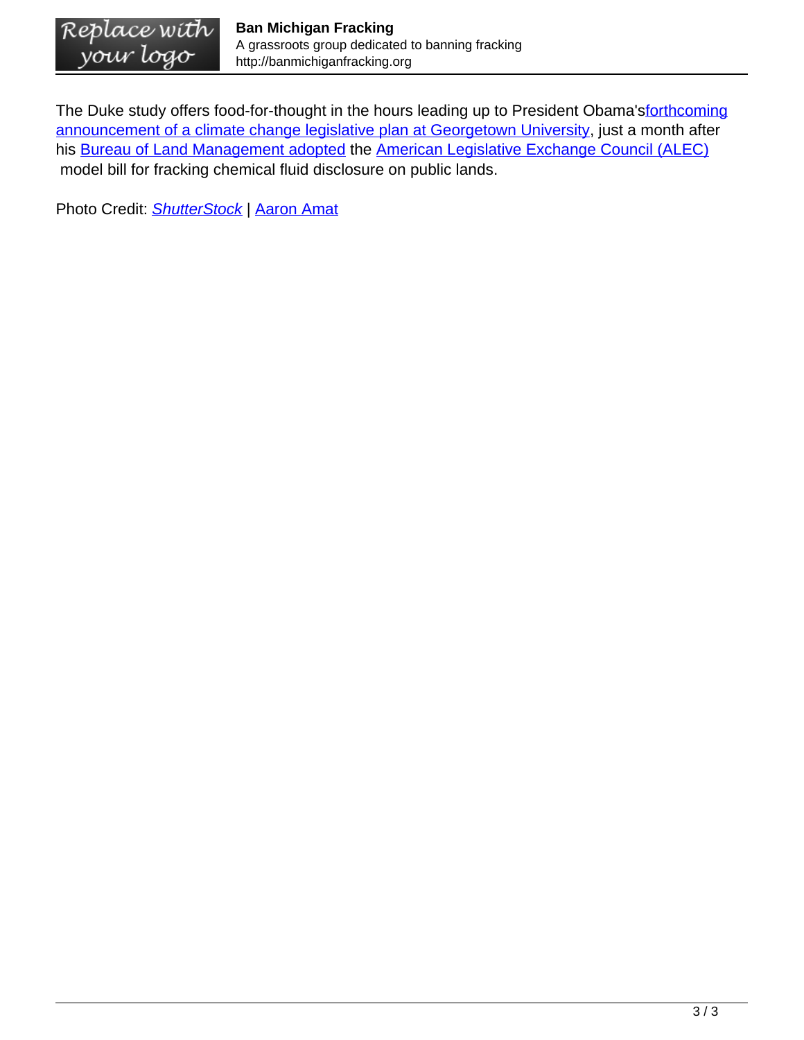The Duke study offers food-for-thought in the hours leading up to President Obama'sforthcoming announcement of a climate change legislative plan at Georgetown University, just a month after his Bureau of Land Management adopted the American Legislative Exchange Council (ALEC) model bill for fracking chemical fluid disclosure on public lands.

Photo Credit: *ShutterStock* | Aaron Amat